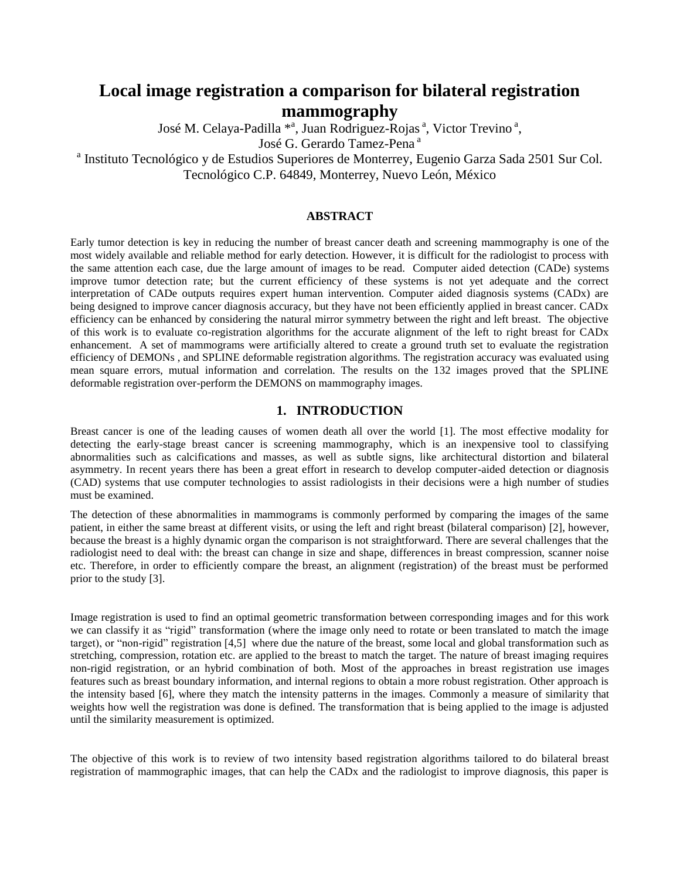# Local image registration a comparison for bilateral registration mammography

José M. Celaya-Padilla *[a], Juan Rodriguez-Rojas [a], Victor Trevino [a], José G. Gerardo Tamez-Pena [a]

[a] Instituto Tecnológico y de Estudios Superiores de Monterrey, Eugenio Garza Sada 2501 Sur Col. Tecnológico C.P. 64849, Monterrey, Nuevo León, México

## ABSTRACT

Early tumor detection is key in reducing the number of breast cancer death and screening mammography is one of the most widely available and reliable method for early detection. However, it is difficult for the radiologist to process with the same attention each case, due the large amount of images to be read. Computer aided detection (CADe) systems improve tumor detection rate; but the current efficiency of these systems is not yet adequate and the correct interpretation of CADe outputs requires expert human intervention. Computer aided diagnosis systems (CADx) are being designed to improve cancer diagnosis accuracy, but they have not been efficiently applied in breast cancer. CADx efficiency can be enhanced by considering the natural mirror symmetry between the right and left breast. The objective of this work is to evaluate co-registration algorithms for the accurate alignment of the left to right breast for CADx enhancement. A set of mammograms were artificially altered to create a ground truth set to evaluate the registration efficiency of DEMONs , and SPLINE deformable registration algorithms. The registration accuracy was evaluated using mean square errors, mutual information and correlation. The results on the 132 images proved that the SPLINE deformable registration over-perform the DEMONS on mammography images.

## 1. INTRODUCTION

Breast cancer is one of the leading causes of women death all over the world [1]. The most effective modality for detecting the early-stage breast cancer is screening mammography, which is an inexpensive tool to classifying abnormalities such as calcifications and masses, as well as subtle signs, like architectural distortion and bilateral asymmetry. In recent years there has been a great effort in research to develop computer-aided detection or diagnosis (CAD) systems that use computer technologies to assist radiologists in their decisions were a high number of studies must be examined.

The detection of these abnormalities in mammograms is commonly performed by comparing the images of the same patient, in either the same breast at different visits, or using the left and right breast (bilateral comparison) [2], however, because the breast is a highly dynamic organ the comparison is not straightforward. There are several challenges that the radiologist need to deal with: the breast can change in size and shape, differences in breast compression, scanner noise etc. Therefore, in order to efficiently compare the breast, an alignment (registration) of the breast must be performed prior to the study [3].

Image registration is used to find an optimal geometric transformation between corresponding images and for this work we can classify it as "rigid" transformation (where the image only need to rotate or been translated to match the image target), or "non-rigid" registration [4,5] where due the nature of the breast, some local and global transformation such as stretching, compression, rotation etc. are applied to the breast to match the target. The nature of breast imaging requires non-rigid registration, or an hybrid combination of both. Most of the approaches in breast registration use images features such as breast boundary information, and internal regions to obtain a more robust registration. Other approach is the intensity based [6], where they match the intensity patterns in the images. Commonly a measure of similarity that weights how well the registration was done is defined. The transformation that is being applied to the image is adjusted until the similarity measurement is optimized.

The objective of this work is to review of two intensity based registration algorithms tailored to do bilateral breast registration of mammographic images, that can help the CADx and the radiologist to improve diagnosis, this paper is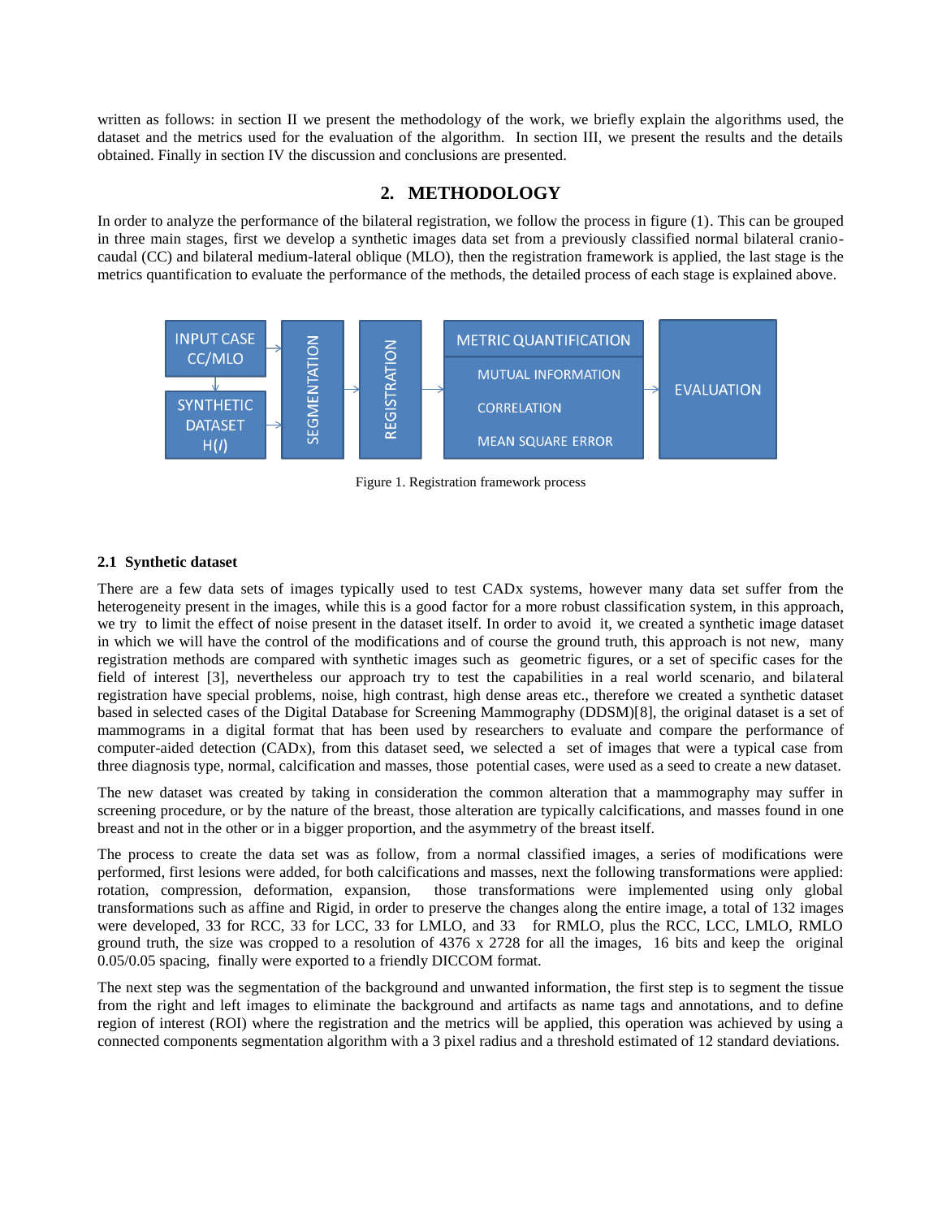written as follows: in section II we present the methodology of the work, we briefly explain the algorithms used, the dataset and the metrics used for the evaluation of the algorithm. In section III, we present the results and the details obtained. Finally in section IV the discussion and conclusions are presented.

## 2. METHODOLOGY

In order to analyze the performance of the bilateral registration, we follow the process in figure (1). This can be grouped in three main stages, first we develop a synthetic images data set from a previously classified normal bilateral cranio-caudal (CC) and bilateral medium-lateral oblique (MLO), then the registration framework is applied, the last stage is the metrics quantification to evaluate the performance of the methods, the detailed process of each stage is explained above.

INPUT CASE CC/MLO → SYNTHETIC DATASET H(*I*) → SEGMENTATION → REGISTRATION → METRIC QUANTIFICATION (MUTUAL INFORMATION, CORRELATION, MEAN SQUARE ERROR) → EVALUATION

Figure 1. Registration framework process

### 2.1 Synthetic dataset

There are a few data sets of images typically used to test CADx systems, however many data set suffer from the heterogeneity present in the images, while this is a good factor for a more robust classification system, in this approach, we try to limit the effect of noise present in the dataset itself. In order to avoid it, we created a synthetic image dataset in which we will have the control of the modifications and of course the ground truth, this approach is not new, many registration methods are compared with synthetic images such as geometric figures, or a set of specific cases for the field of interest [3], nevertheless our approach try to test the capabilities in a real world scenario, and bilateral registration have special problems, noise, high contrast, high dense areas etc., therefore we created a synthetic dataset based in selected cases of the Digital Database for Screening Mammography (DDSM)[8], the original dataset is a set of mammograms in a digital format that has been used by researchers to evaluate and compare the performance of computer-aided detection (CADx), from this dataset seed, we selected a set of images that were a typical case from three diagnosis type, normal, calcification and masses, those potential cases, were used as a seed to create a new dataset.

The new dataset was created by taking in consideration the common alteration that a mammography may suffer in screening procedure, or by the nature of the breast, those alteration are typically calcifications, and masses found in one breast and not in the other or in a bigger proportion, and the asymmetry of the breast itself.

The process to create the data set was as follow, from a normal classified images, a series of modifications were performed, first lesions were added, for both calcifications and masses, next the following transformations were applied: rotation, compression, deformation, expansion, those transformations were implemented using only global transformations such as affine and Rigid, in order to preserve the changes along the entire image, a total of 132 images were developed, 33 for RCC, 33 for LCC, 33 for LMLO, and 33 for RMLO, plus the RCC, LCC, LMLO, RMLO ground truth, the size was cropped to a resolution of 4376 x 2728 for all the images, 16 bits and keep the original 0.05/0.05 spacing, finally were exported to a friendly DICCOM format.

The next step was the segmentation of the background and unwanted information, the first step is to segment the tissue from the right and left images to eliminate the background and artifacts as name tags and annotations, and to define region of interest (ROI) where the registration and the metrics will be applied, this operation was achieved by using a connected components segmentation algorithm with a 3 pixel radius and a threshold estimated of 12 standard deviations.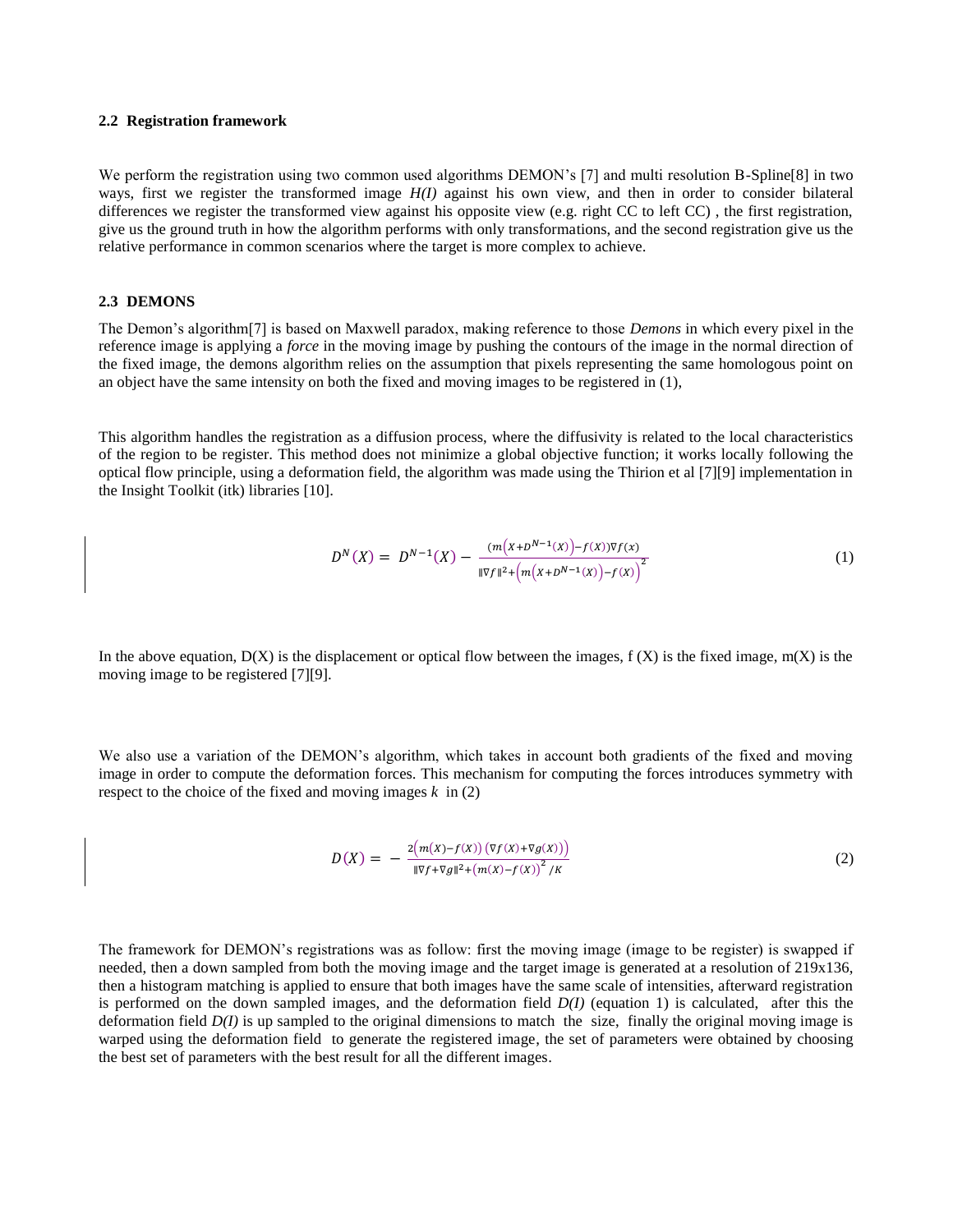### 2.2 Registration framework

We perform the registration using two common used algorithms DEMON's [7] and multi resolution B-Spline[8] in two ways, first we register the transformed image *H(I)* against his own view, and then in order to consider bilateral differences we register the transformed view against his opposite view (e.g. right CC to left CC) , the first registration, give us the ground truth in how the algorithm performs with only transformations, and the second registration give us the relative performance in common scenarios where the target is more complex to achieve.

### 2.3 DEMONS

The Demon's algorithm[7] is based on Maxwell paradox, making reference to those *Demons* in which every pixel in the reference image is applying a *force* in the moving image by pushing the contours of the image in the normal direction of the fixed image, the demons algorithm relies on the assumption that pixels representing the same homologous point on an object have the same intensity on both the fixed and moving images to be registered in (1),

This algorithm handles the registration as a diffusion process, where the diffusivity is related to the local characteristics of the region to be register. This method does not minimize a global objective function; it works locally following the optical flow principle, using a deformation field, the algorithm was made using the Thirion et al [7][9] implementation in the Insight Toolkit (itk) libraries [10].

$$D^N(X) = D^{N-1}(X) - \frac{\left(m\left(X + D^{N-1}(X)\right) - f(X)\right)\nabla f(x)}{\|\nabla f\|^2 + \left(m\left(X + D^{N-1}(X)\right) - f(X)\right)^2} \tag{1}$$

In the above equation, D(X) is the displacement or optical flow between the images, f (X) is the fixed image, m(X) is the moving image to be registered [7][9].

We also use a variation of the DEMON's algorithm, which takes in account both gradients of the fixed and moving image in order to compute the deformation forces. This mechanism for computing the forces introduces symmetry with respect to the choice of the fixed and moving images $k$ in (2)

$$D(X) = -\frac{2\left(m(X) - f(X)\right)\left(\nabla f(X) + \nabla g(X)\right)}{\|\nabla f + \nabla g\|^2 + \left(m(X) - f(X)\right)^2 / K} \tag{2}$$

The framework for DEMON's registrations was as follow: first the moving image (image to be register) is swapped if needed, then a down sampled from both the moving image and the target image is generated at a resolution of 219x136, then a histogram matching is applied to ensure that both images have the same scale of intensities, afterward registration is performed on the down sampled images, and the deformation field *D(I)* (equation 1) is calculated, after this the deformation field *D(I)* is up sampled to the original dimensions to match the size, finally the original moving image is warped using the deformation field to generate the registered image, the set of parameters were obtained by choosing the best set of parameters with the best result for all the different images.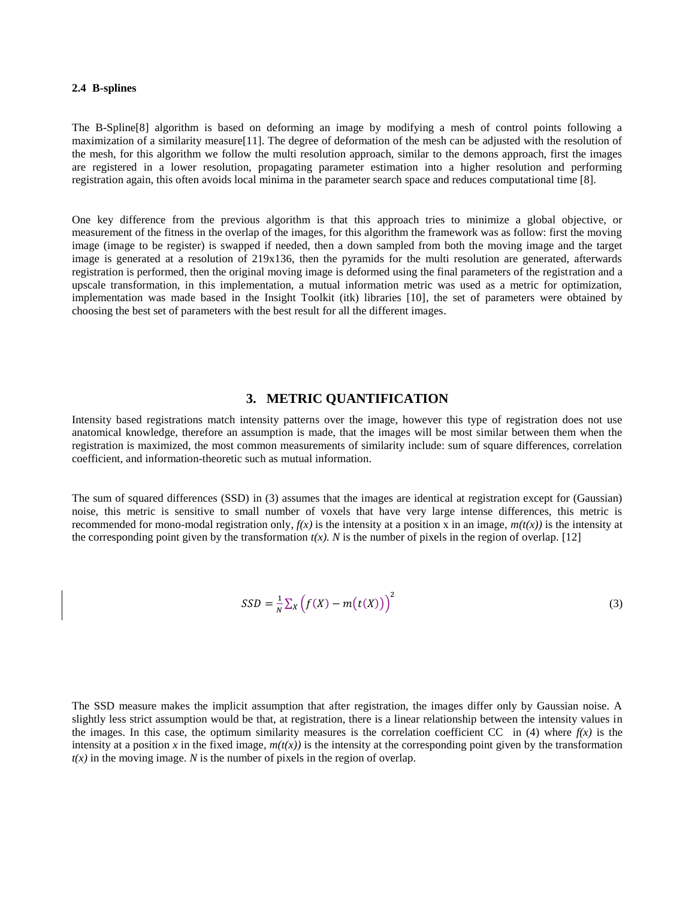### 2.4 B-splines

The B-Spline[8] algorithm is based on deforming an image by modifying a mesh of control points following a maximization of a similarity measure[11]. The degree of deformation of the mesh can be adjusted with the resolution of the mesh, for this algorithm we follow the multi resolution approach, similar to the demons approach, first the images are registered in a lower resolution, propagating parameter estimation into a higher resolution and performing registration again, this often avoids local minima in the parameter search space and reduces computational time [8].

One key difference from the previous algorithm is that this approach tries to minimize a global objective, or measurement of the fitness in the overlap of the images, for this algorithm the framework was as follow: first the moving image (image to be register) is swapped if needed, then a down sampled from both the moving image and the target image is generated at a resolution of 219x136, then the pyramids for the multi resolution are generated, afterwards registration is performed, then the original moving image is deformed using the final parameters of the registration and a upscale transformation, in this implementation, a mutual information metric was used as a metric for optimization, implementation was made based in the Insight Toolkit (itk) libraries [10], the set of parameters were obtained by choosing the best set of parameters with the best result for all the different images.

## 3. METRIC QUANTIFICATION

Intensity based registrations match intensity patterns over the image, however this type of registration does not use anatomical knowledge, therefore an assumption is made, that the images will be most similar between them when the registration is maximized, the most common measurements of similarity include: sum of square differences, correlation coefficient, and information-theoretic such as mutual information.

The sum of squared differences (SSD) in (3) assumes that the images are identical at registration except for (Gaussian) noise, this metric is sensitive to small number of voxels that have very large intense differences, this metric is recommended for mono-modal registration only, *f(x)* is the intensity at a position x in an image, *m(t(x))* is the intensity at the corresponding point given by the transformation *t(x). N* is the number of pixels in the region of overlap. [12]

$$SSD = \frac{1}{N}\sum_{X}\left(f(X) - m\big(t(X)\big)\right)^{2} \quad (3)$$

The SSD measure makes the implicit assumption that after registration, the images differ only by Gaussian noise. A slightly less strict assumption would be that, at registration, there is a linear relationship between the intensity values in the images. In this case, the optimum similarity measures is the correlation coefficient CC in (4) where *f(x)* is the intensity at a position *x* in the fixed image, *m(t(x))* is the intensity at the corresponding point given by the transformation *t(x)* in the moving image. *N* is the number of pixels in the region of overlap.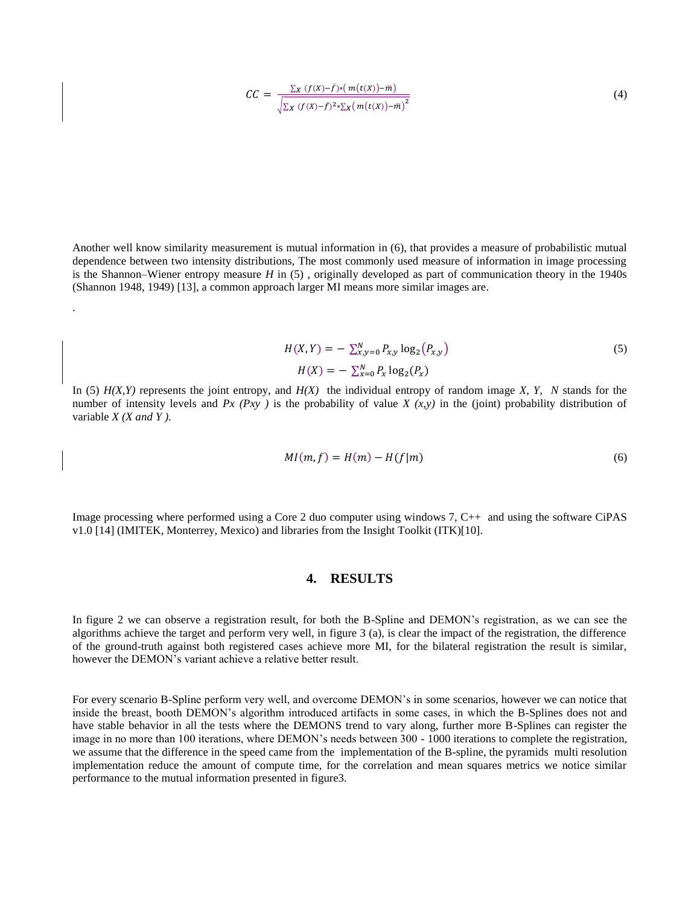$$CC = \frac{\sum_X (f(X) - \bar{f}) * (m(t(X)) - \bar{m})}{\sqrt{\sum_X (f(X) - \bar{f})^2 * \sum_X (m(t(X)) - \bar{m})^2}} \tag{4}$$

Another well know similarity measurement is mutual information in (6), that provides a measure of probabilistic mutual dependence between two intensity distributions, The most commonly used measure of information in image processing is the Shannon–Wiener entropy measure *H* in (5) , originally developed as part of communication theory in the 1940s (Shannon 1948, 1949) [13], a common approach larger MI means more similar images are.

.

$$H(X,Y) = -\sum_{x,y=0}^{N} P_{x,y} \log_2(P_{x,y}) \tag{5}$$

$$H(X) = -\sum_{x=0}^{N} P_x \log_2(P_x)$$

In (5) $H(X,Y)$ represents the joint entropy, and $H(X)$ the individual entropy of random image $X$, $Y$, $N$ stands for the number of intensity levels and $P_x$ ($P_{xy}$) is the probability of value $X$ $(x,y)$ in the (joint) probability distribution of variable $X$ ($X$ and $Y$).

$$MI(m,f) = H(m) - H(f|m) \tag{6}$$

Image processing where performed using a Core 2 duo computer using windows 7, C++ and using the software CiPAS v1.0 [14] (IMITEK, Monterrey, Mexico) and libraries from the Insight Toolkit (ITK)[10].

## 4. RESULTS

In figure 2 we can observe a registration result, for both the B-Spline and DEMON's registration, as we can see the algorithms achieve the target and perform very well, in figure 3 (a), is clear the impact of the registration, the difference of the ground-truth against both registered cases achieve more MI, for the bilateral registration the result is similar, however the DEMON's variant achieve a relative better result.

For every scenario B-Spline perform very well, and overcome DEMON's in some scenarios, however we can notice that inside the breast, booth DEMON's algorithm introduced artifacts in some cases, in which the B-Splines does not and have stable behavior in all the tests where the DEMONS trend to vary along, further more B-Splines can register the image in no more than 100 iterations, where DEMON's needs between 300 - 1000 iterations to complete the registration, we assume that the difference in the speed came from the implementation of the B-spline, the pyramids multi resolution implementation reduce the amount of compute time, for the correlation and mean squares metrics we notice similar performance to the mutual information presented in figure3.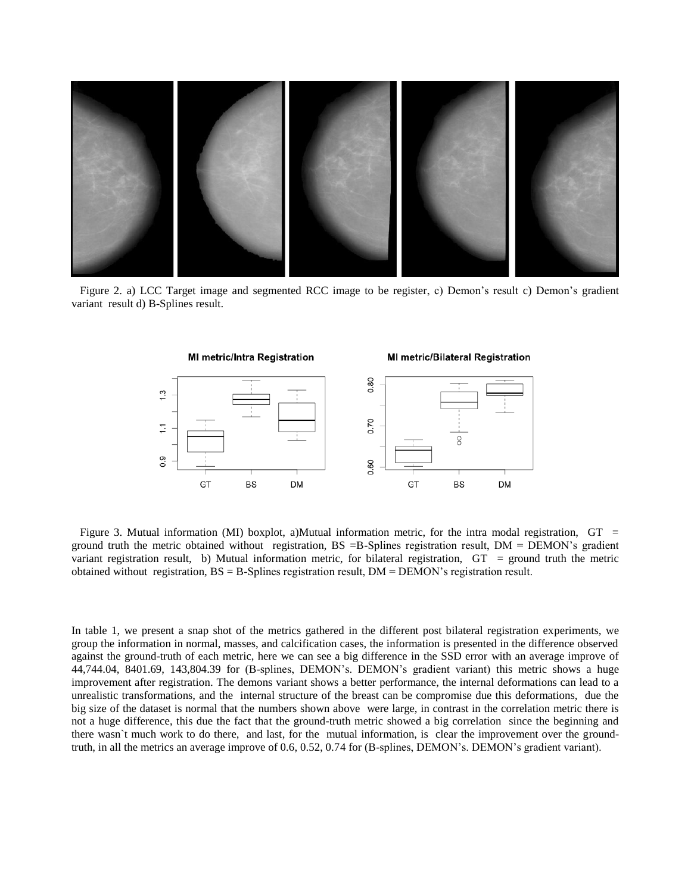Figure 2. a) LCC Target image and segmented RCC image to be register, c) Demon's result c) Demon's gradient variant result d) B-Splines result.

Figure 3. Mutual information (MI) boxplot, a)Mutual information metric, for the intra modal registration, GT = ground truth the metric obtained without registration, BS =B-Splines registration result, DM = DEMON's gradient variant registration result, b) Mutual information metric, for bilateral registration, GT = ground truth the metric obtained without registration, BS = B-Splines registration result, DM = DEMON's registration result.

In table 1, we present a snap shot of the metrics gathered in the different post bilateral registration experiments, we group the information in normal, masses, and calcification cases, the information is presented in the difference observed against the ground-truth of each metric, here we can see a big difference in the SSD error with an average improve of 44,744.04, 8401.69, 143,804.39 for (B-splines, DEMON's. DEMON's gradient variant) this metric shows a huge improvement after registration. The demons variant shows a better performance, the internal deformations can lead to a unrealistic transformations, and the internal structure of the breast can be compromise due this deformations, due the big size of the dataset is normal that the numbers shown above were large, in contrast in the correlation metric there is not a huge difference, this due the fact that the ground-truth metric showed a big correlation since the beginning and there wasn`t much work to do there, and last, for the mutual information, is clear the improvement over the ground-truth, in all the metrics an average improve of 0.6, 0.52, 0.74 for (B-splines, DEMON's. DEMON's gradient variant).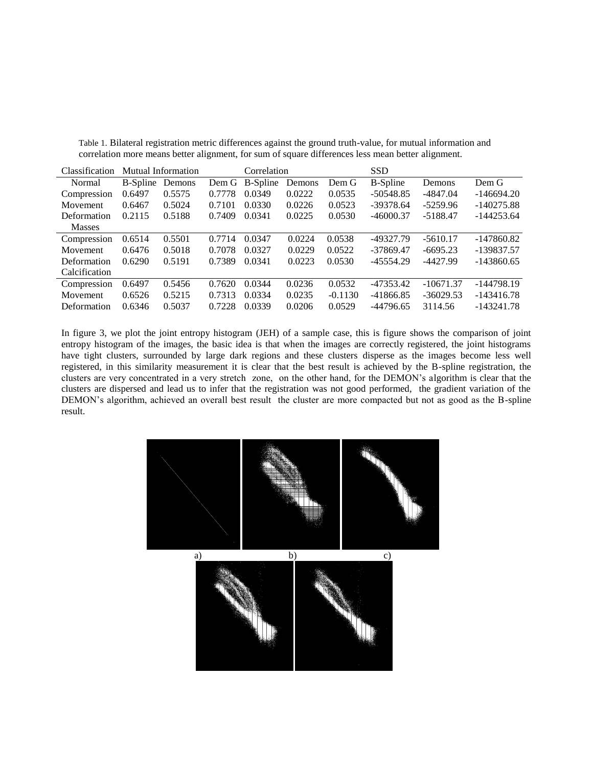Table 1. Bilateral registration metric differences against the ground truth-value, for mutual information and correlation more means better alignment, for sum of square differences less mean better alignment.

| Classification | Mutual Information | | | Correlation | | | SSD | | |
|---|---|---|---|---|---|---|---|---|---|
| Normal | B-Spline | Demons | Dem G | B-Spline | Demons | Dem G | B-Spline | Demons | Dem G |
| Compression | 0.6497 | 0.5575 | 0.7778 | 0.0349 | 0.0222 | 0.0535 | -50548.85 | -4847.04 | -146694.20 |
| Movement | 0.6467 | 0.5024 | 0.7101 | 0.0330 | 0.0226 | 0.0523 | -39378.64 | -5259.96 | -140275.88 |
| Deformation | 0.2115 | 0.5188 | 0.7409 | 0.0341 | 0.0225 | 0.0530 | -46000.37 | -5188.47 | -144253.64 |
| Masses | | | | | | | | | |
| Compression | 0.6514 | 0.5501 | 0.7714 | 0.0347 | 0.0224 | 0.0538 | -49327.79 | -5610.17 | -147860.82 |
| Movement | 0.6476 | 0.5018 | 0.7078 | 0.0327 | 0.0229 | 0.0522 | -37869.47 | -6695.23 | -139837.57 |
| Deformation | 0.6290 | 0.5191 | 0.7389 | 0.0341 | 0.0223 | 0.0530 | -45554.29 | -4427.99 | -143860.65 |
| Calcification | | | | | | | | | |
| Compression | 0.6497 | 0.5456 | 0.7620 | 0.0344 | 0.0236 | 0.0532 | -47353.42 | -10671.37 | -144798.19 |
| Movement | 0.6526 | 0.5215 | 0.7313 | 0.0334 | 0.0235 | -0.1130 | -41866.85 | -36029.53 | -143416.78 |
| Deformation | 0.6346 | 0.5037 | 0.7228 | 0.0339 | 0.0206 | 0.0529 | -44796.65 | 3114.56 | -143241.78 |

In figure 3, we plot the joint entropy histogram (JEH) of a sample case, this is figure shows the comparison of joint entropy histogram of the images, the basic idea is that when the images are correctly registered, the joint histograms have tight clusters, surrounded by large dark regions and these clusters disperse as the images become less well registered, in this similarity measurement it is clear that the best result is achieved by the B-spline registration, the clusters are very concentrated in a very stretch zone, on the other hand, for the DEMON's algorithm is clear that the clusters are dispersed and lead us to infer that the registration was not good performed, the gradient variation of the DEMON's algorithm, achieved an overall best result the cluster are more compacted but not as good as the B-spline result.

a) b) c)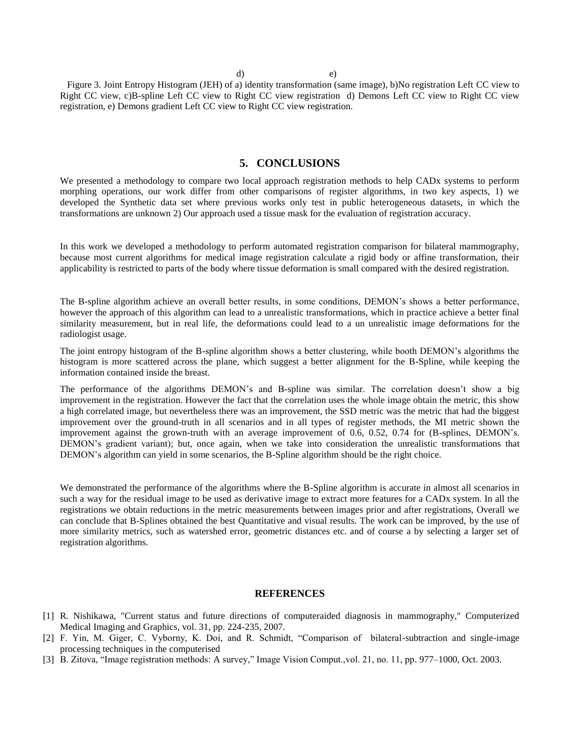d) e)

Figure 3. Joint Entropy Histogram (JEH) of a) identity transformation (same image), b)No registration Left CC view to Right CC view, c)B-spline Left CC view to Right CC view registration d) Demons Left CC view to Right CC view registration, e) Demons gradient Left CC view to Right CC view registration.

## 5. CONCLUSIONS

We presented a methodology to compare two local approach registration methods to help CADx systems to perform morphing operations, our work differ from other comparisons of register algorithms, in two key aspects, 1) we developed the Synthetic data set where previous works only test in public heterogeneous datasets, in which the transformations are unknown 2) Our approach used a tissue mask for the evaluation of registration accuracy.

In this work we developed a methodology to perform automated registration comparison for bilateral mammography, because most current algorithms for medical image registration calculate a rigid body or affine transformation, their applicability is restricted to parts of the body where tissue deformation is small compared with the desired registration.

The B-spline algorithm achieve an overall better results, in some conditions, DEMON's shows a better performance, however the approach of this algorithm can lead to a unrealistic transformations, which in practice achieve a better final similarity measurement, but in real life, the deformations could lead to a un unrealistic image deformations for the radiologist usage.

The joint entropy histogram of the B-spline algorithm shows a better clustering, while booth DEMON's algorithms the histogram is more scattered across the plane, which suggest a better alignment for the B-Spline, while keeping the information contained inside the breast.

The performance of the algorithms DEMON's and B-spline was similar. The correlation doesn't show a big improvement in the registration. However the fact that the correlation uses the whole image obtain the metric, this show a high correlated image, but nevertheless there was an improvement, the SSD metric was the metric that had the biggest improvement over the ground-truth in all scenarios and in all types of register methods, the MI metric shown the improvement against the grown-truth with an average improvement of 0.6, 0.52, 0.74 for (B-splines, DEMON's. DEMON's gradient variant); but, once again, when we take into consideration the unrealistic transformations that DEMON's algorithm can yield in some scenarios, the B-Spline algorithm should be the right choice.

We demonstrated the performance of the algorithms where the B-Spline algorithm is accurate in almost all scenarios in such a way for the residual image to be used as derivative image to extract more features for a CADx system. In all the registrations we obtain reductions in the metric measurements between images prior and after registrations, Overall we can conclude that B-Splines obtained the best Quantitative and visual results. The work can be improved, by the use of more similarity metrics, such as watershed error, geometric distances etc. and of course a by selecting a larger set of registration algorithms.

## REFERENCES

[1] R. Nishikawa, "Current status and future directions of computeraided diagnosis in mammography," Computerized Medical Imaging and Graphics, vol. 31, pp. 224-235, 2007.

[2] F. Yin, M. Giger, C. Vyborny, K. Doi, and R. Schmidt, "Comparison of bilateral-subtraction and single-image processing techniques in the computerised

[3] B. Zitova, "Image registration methods: A survey," Image Vision Comput.,vol. 21, no. 11, pp. 977–1000, Oct. 2003.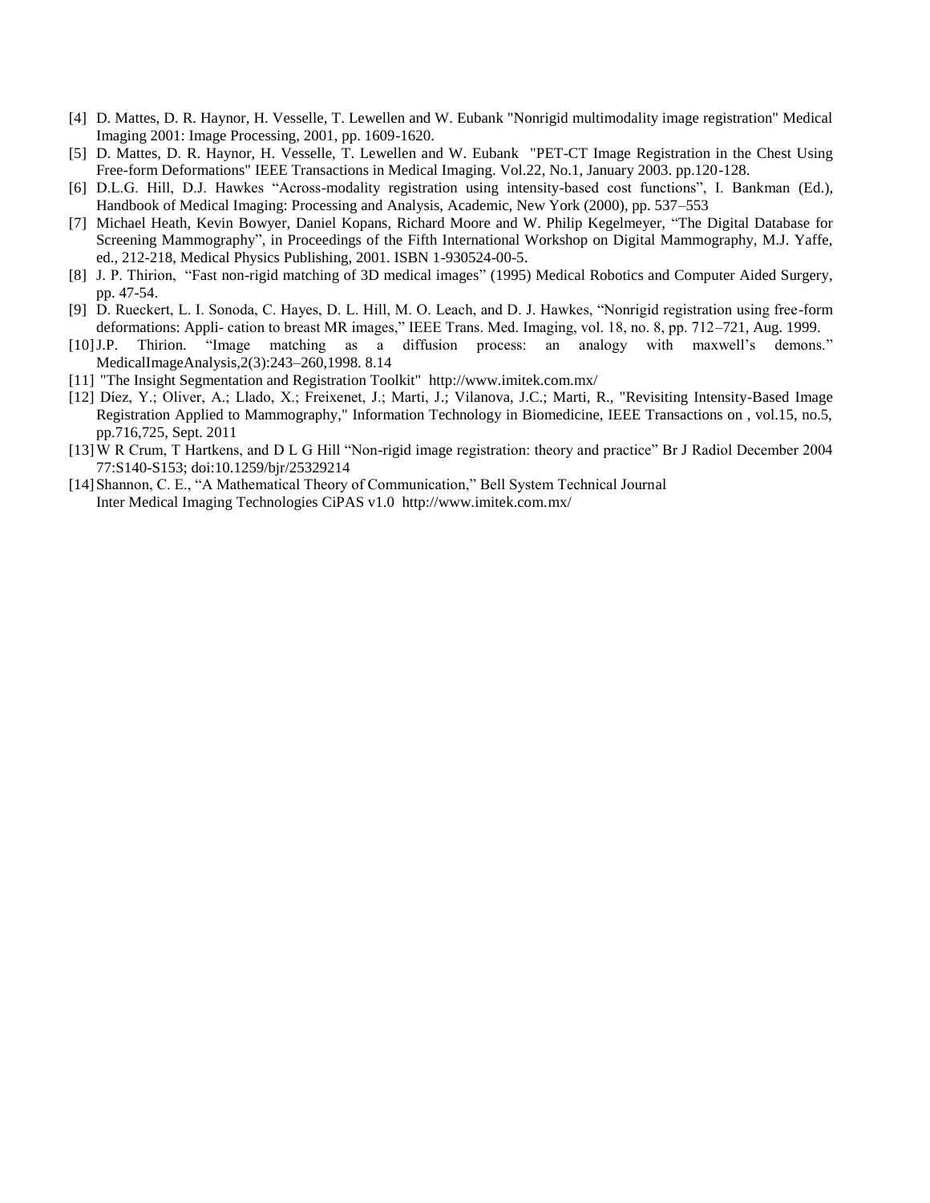[4] D. Mattes, D. R. Haynor, H. Vesselle, T. Lewellen and W. Eubank "Nonrigid multimodality image registration" Medical Imaging 2001: Image Processing, 2001, pp. 1609-1620.

[5] D. Mattes, D. R. Haynor, H. Vesselle, T. Lewellen and W. Eubank "PET-CT Image Registration in the Chest Using Free-form Deformations" IEEE Transactions in Medical Imaging. Vol.22, No.1, January 2003. pp.120-128.

[6] D.L.G. Hill, D.J. Hawkes "Across-modality registration using intensity-based cost functions", I. Bankman (Ed.), Handbook of Medical Imaging: Processing and Analysis, Academic, New York (2000), pp. 537–553

[7] Michael Heath, Kevin Bowyer, Daniel Kopans, Richard Moore and W. Philip Kegelmeyer, "The Digital Database for Screening Mammography", in Proceedings of the Fifth International Workshop on Digital Mammography, M.J. Yaffe, ed., 212-218, Medical Physics Publishing, 2001. ISBN 1-930524-00-5.

[8] J. P. Thirion, "Fast non-rigid matching of 3D medical images" (1995) Medical Robotics and Computer Aided Surgery, pp. 47-54.

[9] D. Rueckert, L. I. Sonoda, C. Hayes, D. L. Hill, M. O. Leach, and D. J. Hawkes, "Nonrigid registration using free-form deformations: Appli- cation to breast MR images," IEEE Trans. Med. Imaging, vol. 18, no. 8, pp. 712–721, Aug. 1999.

[10] J.P. Thirion. "Image matching as a diffusion process: an analogy with maxwell's demons." MedicalImageAnalysis,2(3):243–260,1998. 8.14

[11] "The Insight Segmentation and Registration Toolkit" http://www.imitek.com.mx/

[12] Díez, Y.; Oliver, A.; Llado, X.; Freixenet, J.; Marti, J.; Vilanova, J.C.; Marti, R., "Revisiting Intensity-Based Image Registration Applied to Mammography," Information Technology in Biomedicine, IEEE Transactions on , vol.15, no.5, pp.716,725, Sept. 2011

[13] W R Crum, T Hartkens, and D L G Hill "Non-rigid image registration: theory and practice" Br J Radiol December 2004 77:S140-S153; doi:10.1259/bjr/25329214

[14] Shannon, C. E., "A Mathematical Theory of Communication," Bell System Technical Journal
Inter Medical Imaging Technologies CiPAS v1.0 http://www.imitek.com.mx/